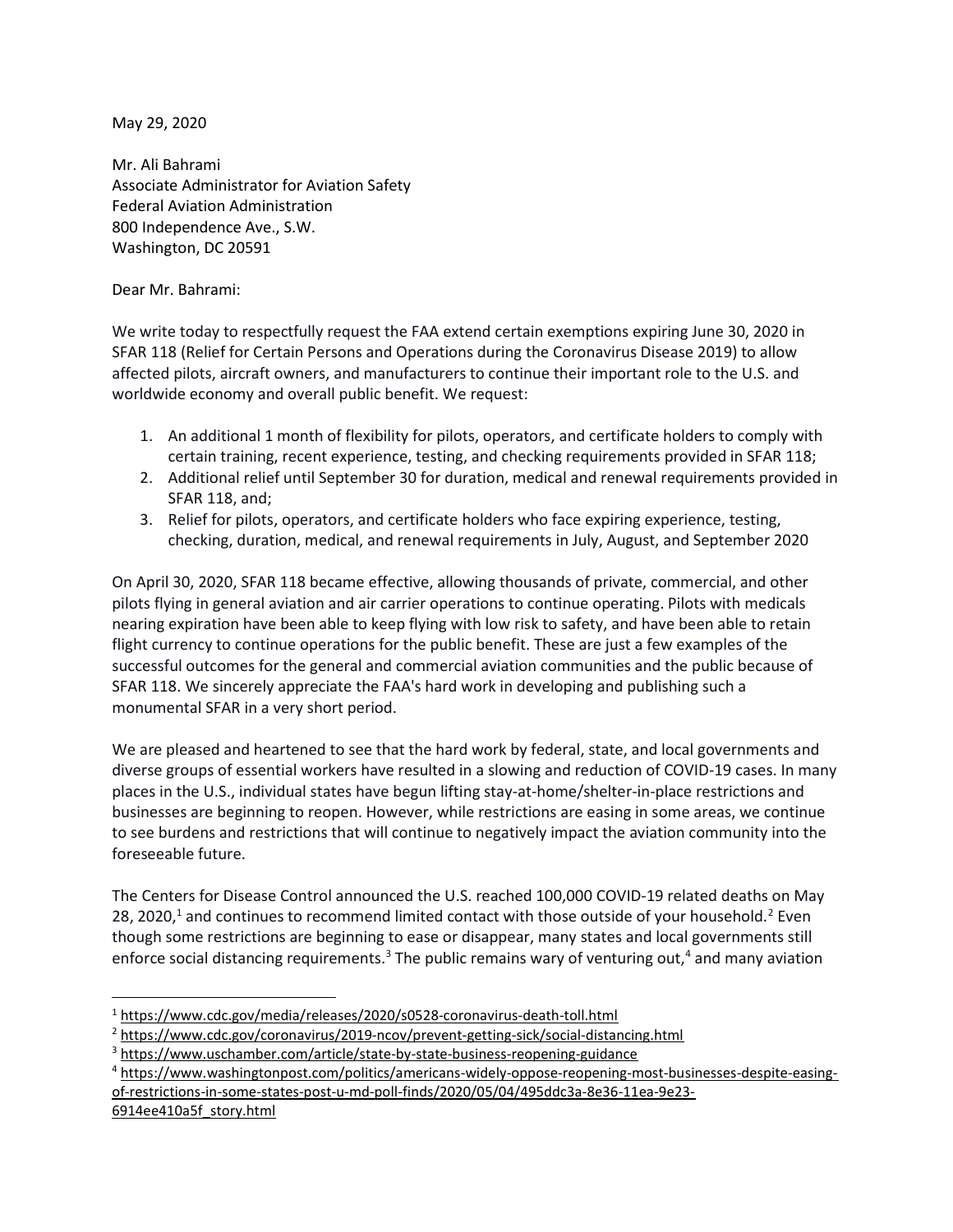May 29, 2020

Mr. Ali Bahrami
Associate Administrator for Aviation Safety
Federal Aviation Administration
800 Independence Ave., S.W.
Washington, DC 20591

Dear Mr. Bahrami:

We write today to respectfully request the FAA extend certain exemptions expiring June 30, 2020 in SFAR 118 (Relief for Certain Persons and Operations during the Coronavirus Disease 2019) to allow affected pilots, aircraft owners, and manufacturers to continue their important role to the U.S. and worldwide economy and overall public benefit. We request:

1. An additional 1 month of flexibility for pilots, operators, and certificate holders to comply with certain training, recent experience, testing, and checking requirements provided in SFAR 118;
2. Additional relief until September 30 for duration, medical and renewal requirements provided in SFAR 118, and;
3. Relief for pilots, operators, and certificate holders who face expiring experience, testing, checking, duration, medical, and renewal requirements in July, August, and September 2020

On April 30, 2020, SFAR 118 became effective, allowing thousands of private, commercial, and other pilots flying in general aviation and air carrier operations to continue operating. Pilots with medicals nearing expiration have been able to keep flying with low risk to safety, and have been able to retain flight currency to continue operations for the public benefit. These are just a few examples of the successful outcomes for the general and commercial aviation communities and the public because of SFAR 118. We sincerely appreciate the FAA's hard work in developing and publishing such a monumental SFAR in a very short period.

We are pleased and heartened to see that the hard work by federal, state, and local governments and diverse groups of essential workers have resulted in a slowing and reduction of COVID-19 cases. In many places in the U.S., individual states have begun lifting stay-at-home/shelter-in-place restrictions and businesses are beginning to reopen. However, while restrictions are easing in some areas, we continue to see burdens and restrictions that will continue to negatively impact the aviation community into the foreseeable future.

The Centers for Disease Control announced the U.S. reached 100,000 COVID-19 related deaths on May 28, 2020,[1] and continues to recommend limited contact with those outside of your household.[2] Even though some restrictions are beginning to ease or disappear, many states and local governments still enforce social distancing requirements.[3] The public remains wary of venturing out,[4] and many aviation

---

[1] https://www.cdc.gov/media/releases/2020/s0528-coronavirus-death-toll.html

[2] https://www.cdc.gov/coronavirus/2019-ncov/prevent-getting-sick/social-distancing.html

[3] https://www.uschamber.com/article/state-by-state-business-reopening-guidance

[4] https://www.washingtonpost.com/politics/americans-widely-oppose-reopening-most-businesses-despite-easing-of-restrictions-in-some-states-post-u-md-poll-finds/2020/05/04/495ddc3a-8e36-11ea-9e23-6914ee410a5f_story.html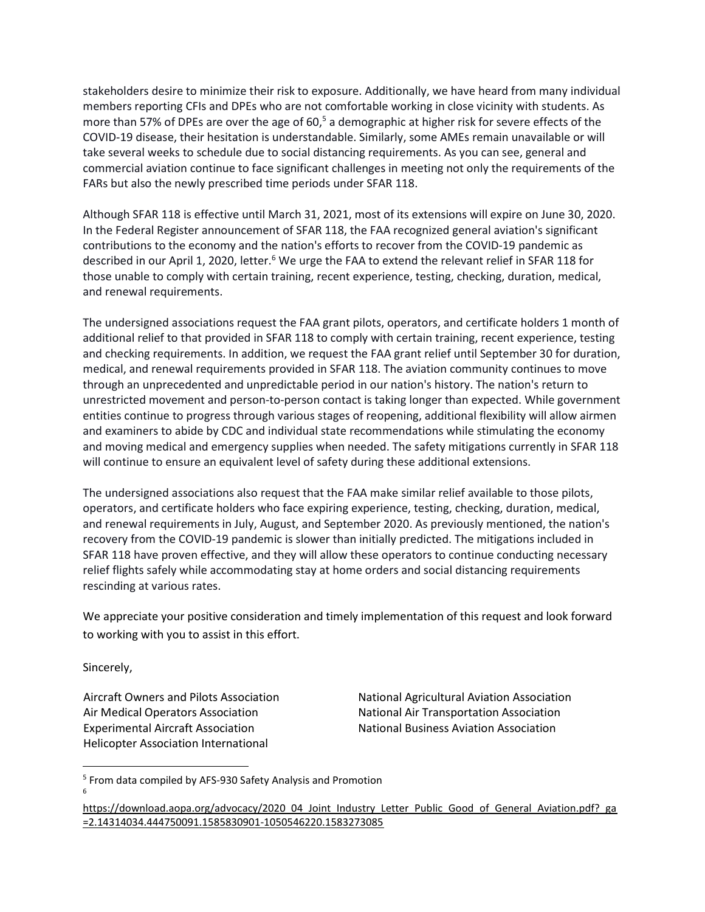stakeholders desire to minimize their risk to exposure. Additionally, we have heard from many individual members reporting CFIs and DPEs who are not comfortable working in close vicinity with students. As more than 57% of DPEs are over the age of 60,[5] a demographic at higher risk for severe effects of the COVID-19 disease, their hesitation is understandable. Similarly, some AMEs remain unavailable or will take several weeks to schedule due to social distancing requirements. As you can see, general and commercial aviation continue to face significant challenges in meeting not only the requirements of the FARs but also the newly prescribed time periods under SFAR 118.

Although SFAR 118 is effective until March 31, 2021, most of its extensions will expire on June 30, 2020. In the Federal Register announcement of SFAR 118, the FAA recognized general aviation's significant contributions to the economy and the nation's efforts to recover from the COVID-19 pandemic as described in our April 1, 2020, letter.[6] We urge the FAA to extend the relevant relief in SFAR 118 for those unable to comply with certain training, recent experience, testing, checking, duration, medical, and renewal requirements.

The undersigned associations request the FAA grant pilots, operators, and certificate holders 1 month of additional relief to that provided in SFAR 118 to comply with certain training, recent experience, testing and checking requirements. In addition, we request the FAA grant relief until September 30 for duration, medical, and renewal requirements provided in SFAR 118. The aviation community continues to move through an unprecedented and unpredictable period in our nation's history. The nation's return to unrestricted movement and person-to-person contact is taking longer than expected. While government entities continue to progress through various stages of reopening, additional flexibility will allow airmen and examiners to abide by CDC and individual state recommendations while stimulating the economy and moving medical and emergency supplies when needed. The safety mitigations currently in SFAR 118 will continue to ensure an equivalent level of safety during these additional extensions.

The undersigned associations also request that the FAA make similar relief available to those pilots, operators, and certificate holders who face expiring experience, testing, checking, duration, medical, and renewal requirements in July, August, and September 2020. As previously mentioned, the nation's recovery from the COVID-19 pandemic is slower than initially predicted. The mitigations included in SFAR 118 have proven effective, and they will allow these operators to continue conducting necessary relief flights safely while accommodating stay at home orders and social distancing requirements rescinding at various rates.

We appreciate your positive consideration and timely implementation of this request and look forward to working with you to assist in this effort.

Sincerely,

Aircraft Owners and Pilots Association
Air Medical Operators Association
Experimental Aircraft Association
Helicopter Association International
National Agricultural Aviation Association
National Air Transportation Association
National Business Aviation Association

---

[5] From data compiled by AFS-930 Safety Analysis and Promotion

[6] https://download.aopa.org/advocacy/2020_04_Joint_Industry_Letter_Public_Good_of_General_Aviation.pdf?_ga=2.14314034.444750091.1585830901-1050546220.1583273085